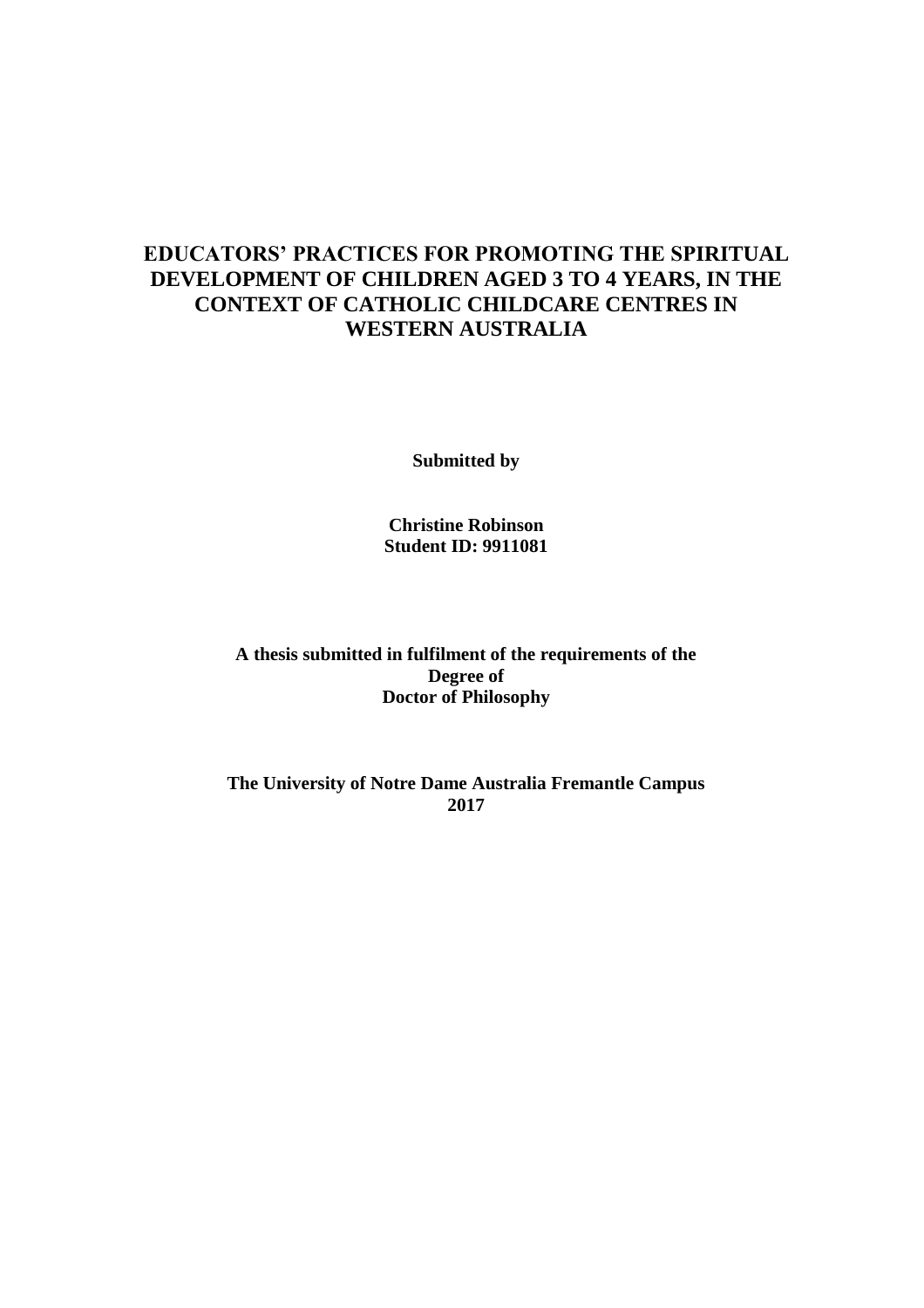# EDUCATORS' PRACTICES FOR PROMOTING THE SPIRITUAL DEVELOPMENT OF CHILDREN AGED 3 TO 4 YEARS, IN THE CONTEXT OF CATHOLIC CHILDCARE CENTRES IN WESTERN AUSTRALIA

**Submitted by**

**Christine Robinson**
**Student ID: 9911081**

**A thesis submitted in fulfilment of the requirements of the Degree of Doctor of Philosophy**

**The University of Notre Dame Australia Fremantle Campus**
**2017**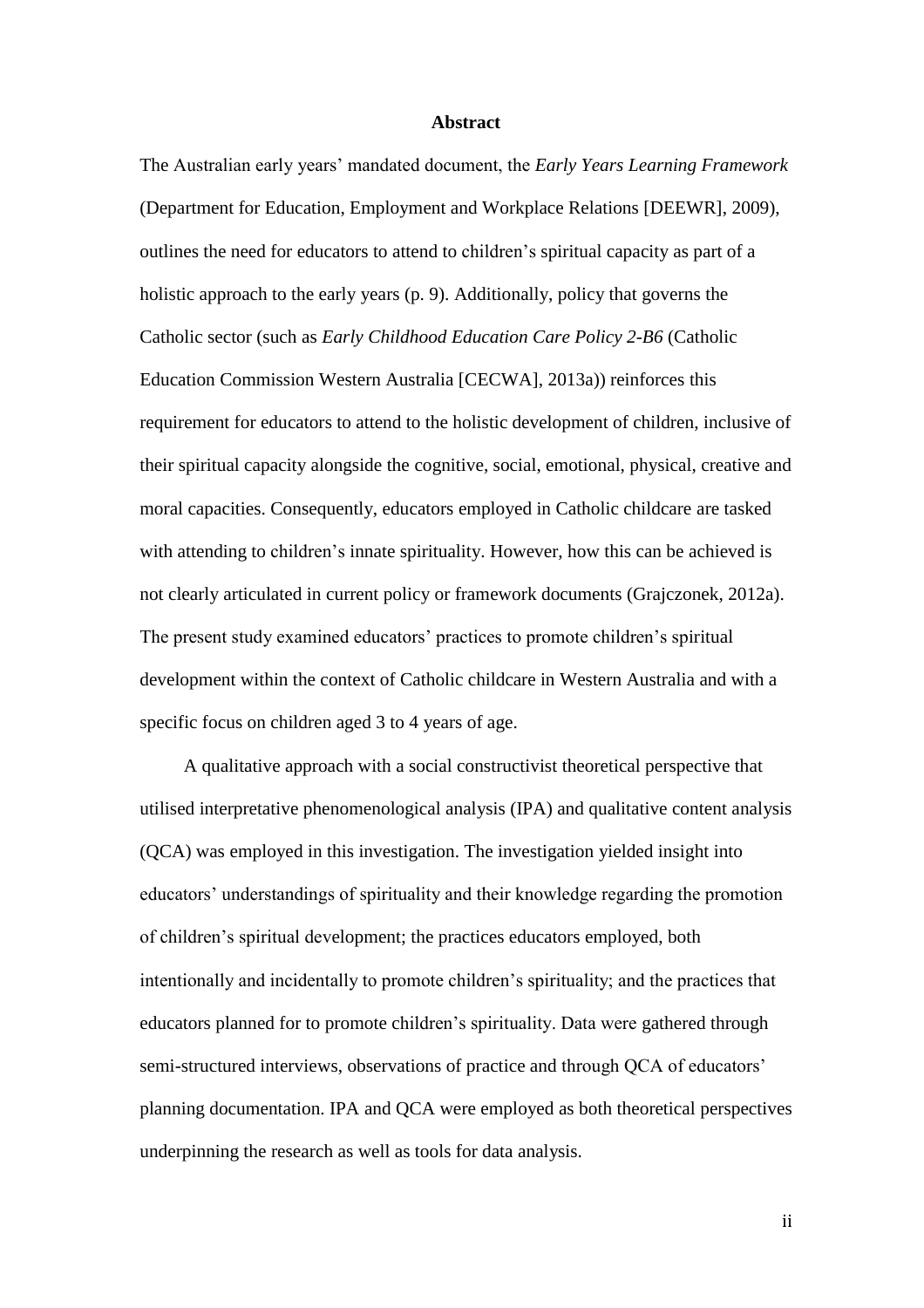## Abstract

The Australian early years' mandated document, the *Early Years Learning Framework* (Department for Education, Employment and Workplace Relations [DEEWR], 2009), outlines the need for educators to attend to children's spiritual capacity as part of a holistic approach to the early years (p. 9). Additionally, policy that governs the Catholic sector (such as *Early Childhood Education Care Policy 2-B6* (Catholic Education Commission Western Australia [CECWA], 2013a)) reinforces this requirement for educators to attend to the holistic development of children, inclusive of their spiritual capacity alongside the cognitive, social, emotional, physical, creative and moral capacities. Consequently, educators employed in Catholic childcare are tasked with attending to children's innate spirituality. However, how this can be achieved is not clearly articulated in current policy or framework documents (Grajczonek, 2012a). The present study examined educators' practices to promote children's spiritual development within the context of Catholic childcare in Western Australia and with a specific focus on children aged 3 to 4 years of age.

A qualitative approach with a social constructivist theoretical perspective that utilised interpretative phenomenological analysis (IPA) and qualitative content analysis (QCA) was employed in this investigation. The investigation yielded insight into educators' understandings of spirituality and their knowledge regarding the promotion of children's spiritual development; the practices educators employed, both intentionally and incidentally to promote children's spirituality; and the practices that educators planned for to promote children's spirituality. Data were gathered through semi-structured interviews, observations of practice and through QCA of educators' planning documentation. IPA and QCA were employed as both theoretical perspectives underpinning the research as well as tools for data analysis.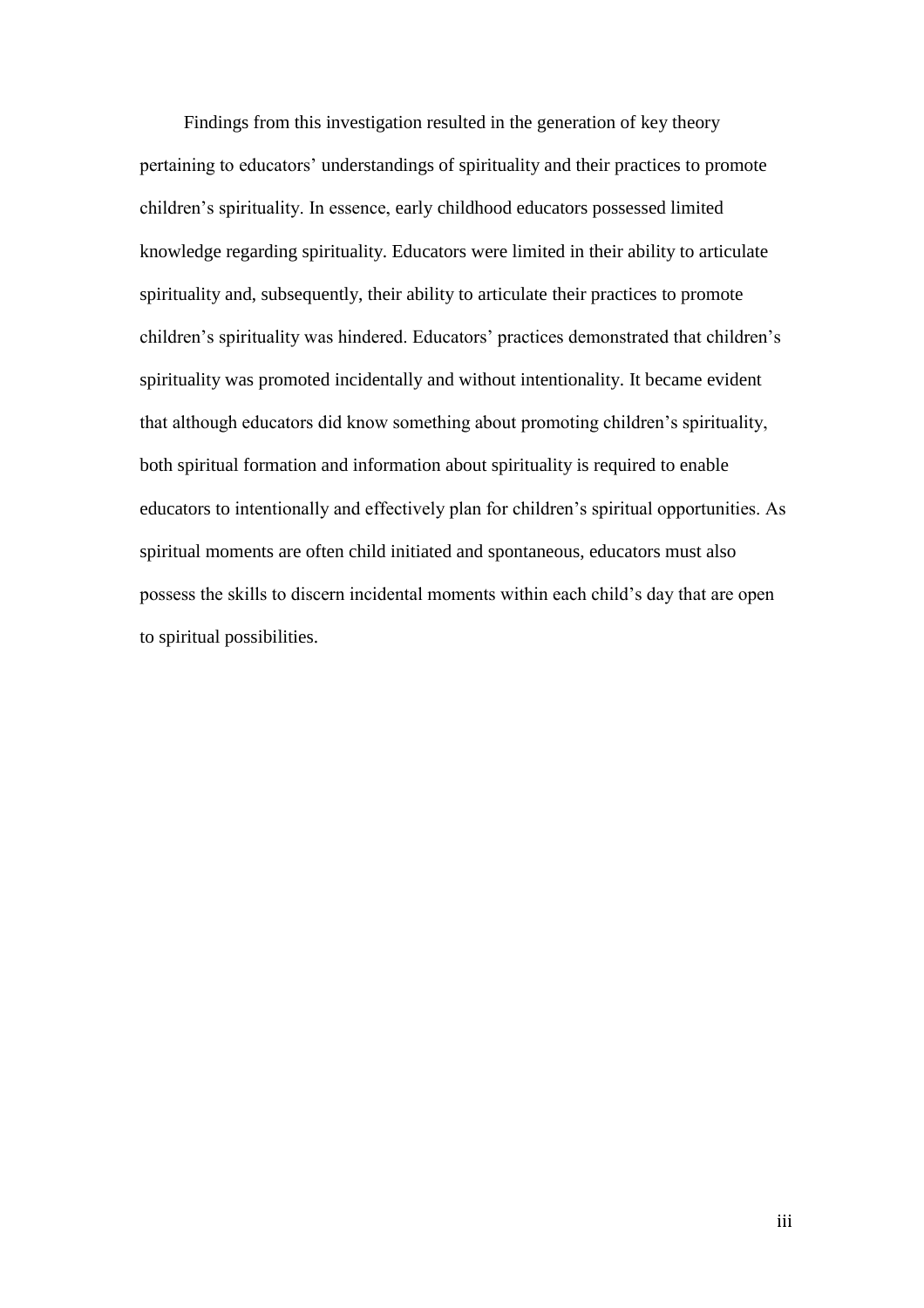Findings from this investigation resulted in the generation of key theory pertaining to educators' understandings of spirituality and their practices to promote children's spirituality. In essence, early childhood educators possessed limited knowledge regarding spirituality. Educators were limited in their ability to articulate spirituality and, subsequently, their ability to articulate their practices to promote children's spirituality was hindered. Educators' practices demonstrated that children's spirituality was promoted incidentally and without intentionality. It became evident that although educators did know something about promoting children's spirituality, both spiritual formation and information about spirituality is required to enable educators to intentionally and effectively plan for children's spiritual opportunities. As spiritual moments are often child initiated and spontaneous, educators must also possess the skills to discern incidental moments within each child's day that are open to spiritual possibilities.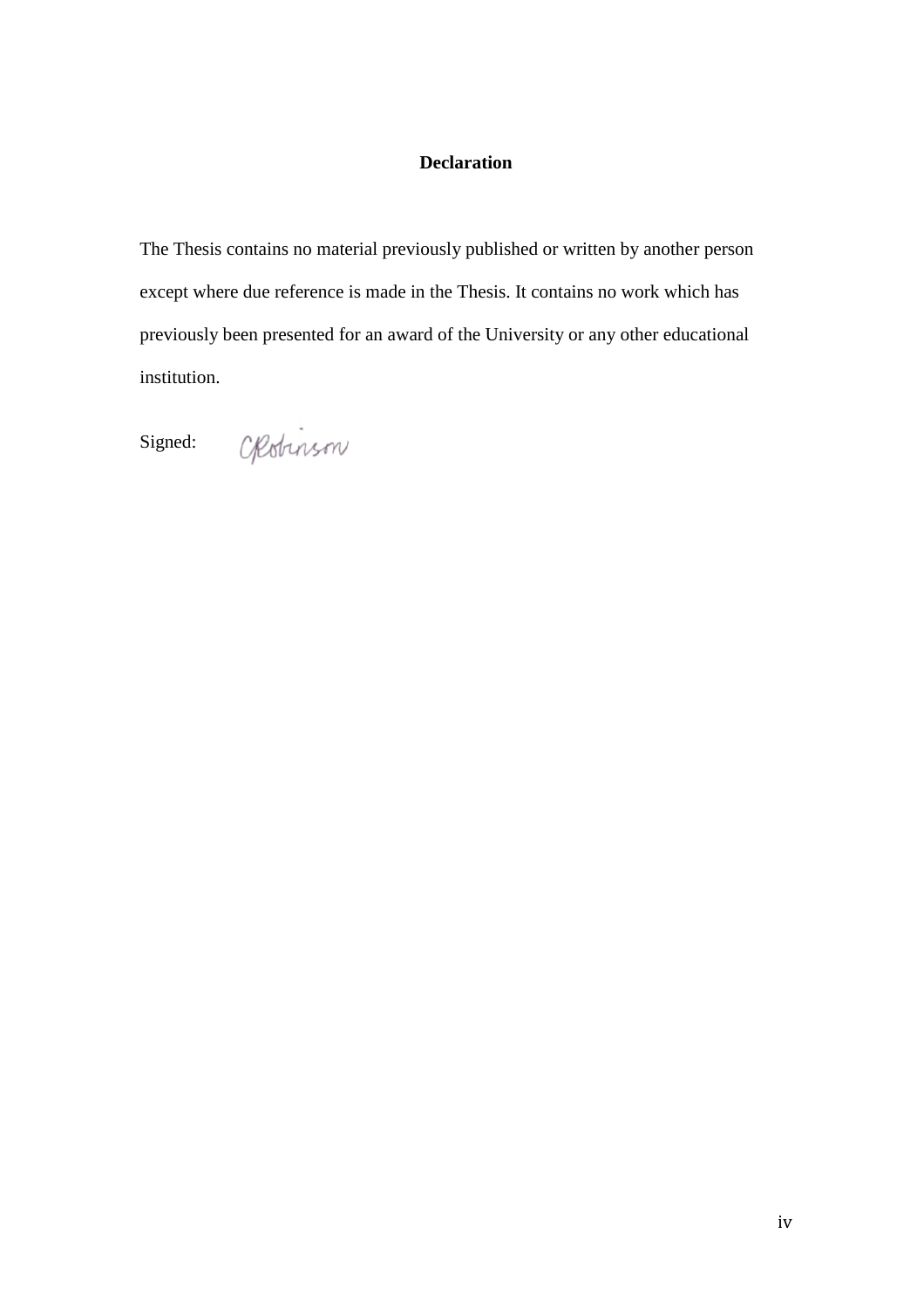## Declaration

The Thesis contains no material previously published or written by another person except where due reference is made in the Thesis. It contains no work which has previously been presented for an award of the University or any other educational institution.

Signed: CRobinson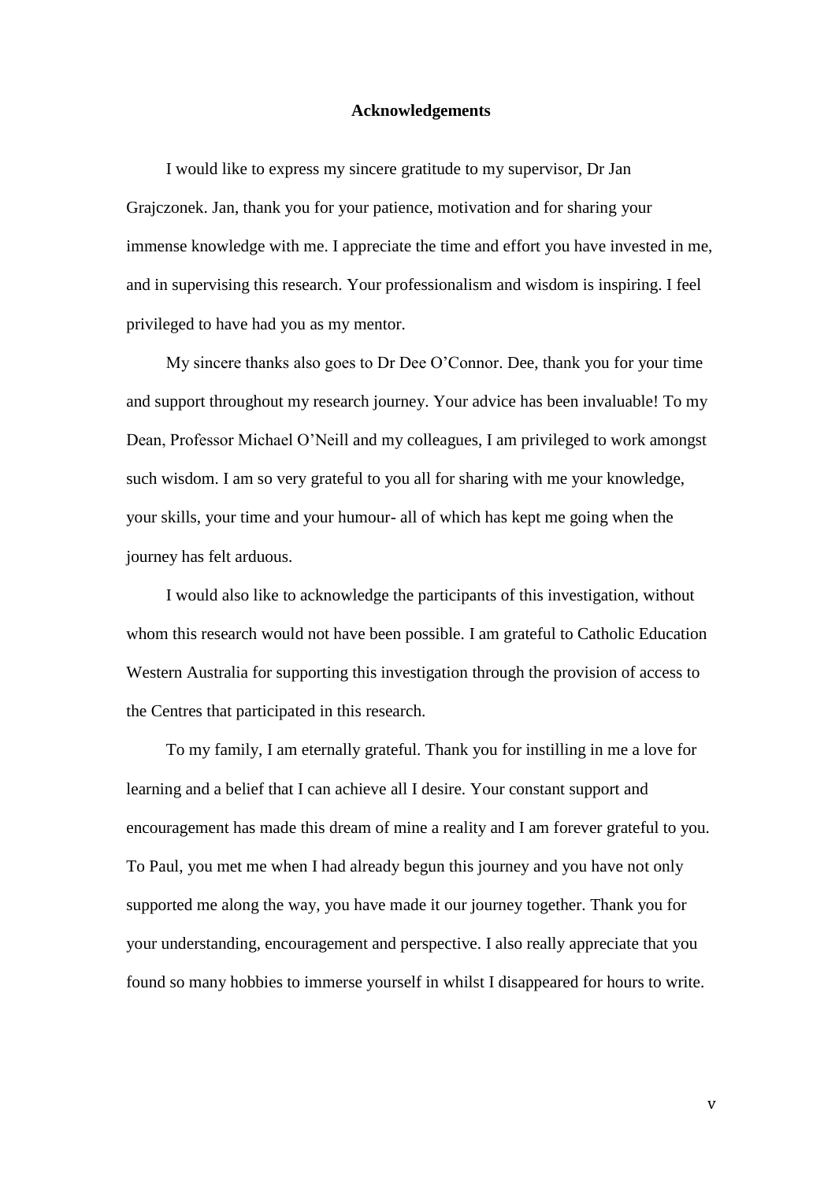# Acknowledgements

I would like to express my sincere gratitude to my supervisor, Dr Jan Grajczonek. Jan, thank you for your patience, motivation and for sharing your immense knowledge with me. I appreciate the time and effort you have invested in me, and in supervising this research. Your professionalism and wisdom is inspiring. I feel privileged to have had you as my mentor.

My sincere thanks also goes to Dr Dee O'Connor. Dee, thank you for your time and support throughout my research journey. Your advice has been invaluable! To my Dean, Professor Michael O'Neill and my colleagues, I am privileged to work amongst such wisdom. I am so very grateful to you all for sharing with me your knowledge, your skills, your time and your humour- all of which has kept me going when the journey has felt arduous.

I would also like to acknowledge the participants of this investigation, without whom this research would not have been possible. I am grateful to Catholic Education Western Australia for supporting this investigation through the provision of access to the Centres that participated in this research.

To my family, I am eternally grateful. Thank you for instilling in me a love for learning and a belief that I can achieve all I desire. Your constant support and encouragement has made this dream of mine a reality and I am forever grateful to you. To Paul, you met me when I had already begun this journey and you have not only supported me along the way, you have made it our journey together. Thank you for your understanding, encouragement and perspective. I also really appreciate that you found so many hobbies to immerse yourself in whilst I disappeared for hours to write.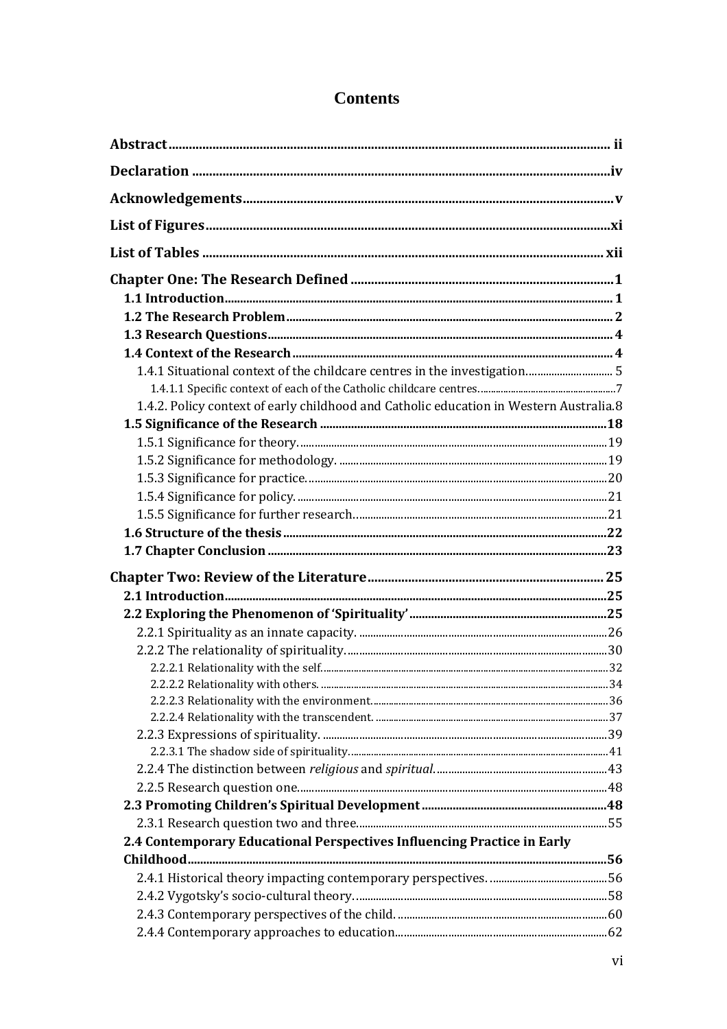# Contents

**Abstract** ........ ii

**Declaration** ........ iv

**Acknowledgements** ........ v

**List of Figures** ........ xi

**List of Tables** ........ xii

**Chapter One: The Research Defined** ........ 1

- **1.1 Introduction** ........ 1
- **1.2 The Research Problem** ........ 2
- **1.3 Research Questions** ........ 4
- **1.4 Context of the Research** ........ 4
  - 1.4.1 Situational context of the childcare centres in the investigation. ........ 5
    - 1.4.1.1 Specific context of each of the Catholic childcare centres. ........ 7
  - 1.4.2. Policy context of early childhood and Catholic education in Western Australia. 8
- **1.5 Significance of the Research** ........ 18
  - 1.5.1 Significance for theory. ........ 19
  - 1.5.2 Significance for methodology. ........ 19
  - 1.5.3 Significance for practice. ........ 20
  - 1.5.4 Significance for policy. ........ 21
  - 1.5.5 Significance for further research. ........ 21
- **1.6 Structure of the thesis** ........ 22
- **1.7 Chapter Conclusion** ........ 23

**Chapter Two: Review of the Literature** ........ 25

- **2.1 Introduction** ........ 25
- **2.2 Exploring the Phenomenon of 'Spirituality'** ........ 25
  - 2.2.1 Spirituality as an innate capacity. ........ 26
  - 2.2.2 The relationality of spirituality. ........ 30
    - 2.2.2.1 Relationality with the self. ........ 32
    - 2.2.2.2 Relationality with others. ........ 34
    - 2.2.2.3 Relationality with the environment. ........ 36
    - 2.2.2.4 Relationality with the transcendent. ........ 37
  - 2.2.3 Expressions of spirituality. ........ 39
    - 2.2.3.1 The shadow side of spirituality. ........ 41
  - 2.2.4 The distinction between *religious* and *spiritual*. ........ 43
  - 2.2.5 Research question one. ........ 48
- **2.3 Promoting Children's Spiritual Development** ........ 48
  - 2.3.1 Research question two and three. ........ 55
- **2.4 Contemporary Educational Perspectives Influencing Practice in Early Childhood** ........ 56
  - 2.4.1 Historical theory impacting contemporary perspectives. ........ 56
  - 2.4.2 Vygotsky's socio-cultural theory. ........ 58
  - 2.4.3 Contemporary perspectives of the child. ........ 60
  - 2.4.4 Contemporary approaches to education. ........ 62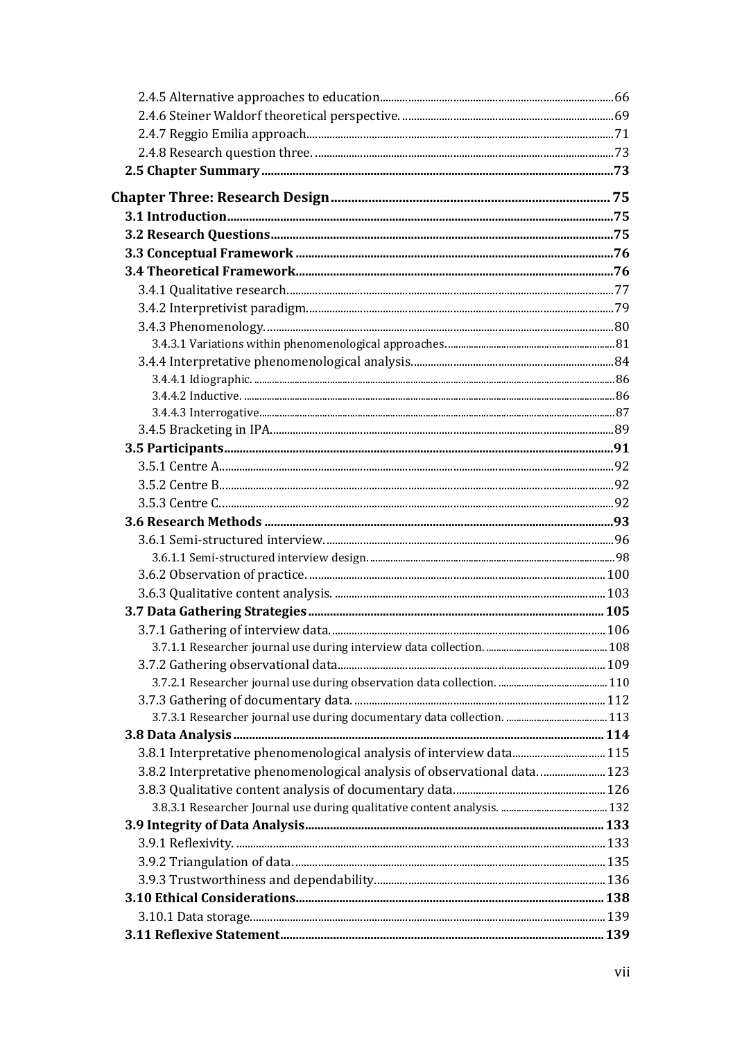2.4.5 Alternative approaches to education........66
2.4.6 Steiner Waldorf theoretical perspective........69
2.4.7 Reggio Emilia approach........71
2.4.8 Research question three........73
**2.5 Chapter Summary........73**

**Chapter Three: Research Design........75**
**3.1 Introduction........75**
**3.2 Research Questions........75**
**3.3 Conceptual Framework........76**
**3.4 Theoretical Framework........76**
3.4.1 Qualitative research........77
3.4.2 Interpretivist paradigm........79
3.4.3 Phenomenology........80
3.4.3.1 Variations within phenomenological approaches........81
3.4.4 Interpretative phenomenological analysis........84
3.4.4.1 Idiographic........86
3.4.4.2 Inductive........86
3.4.4.3 Interrogative........87
3.4.5 Bracketing in IPA........89
**3.5 Participants........91**
3.5.1 Centre A........92
3.5.2 Centre B........92
3.5.3 Centre C........92
**3.6 Research Methods........93**
3.6.1 Semi-structured interview........96
3.6.1.1 Semi-structured interview design........98
3.6.2 Observation of practice........100
3.6.3 Qualitative content analysis........103
**3.7 Data Gathering Strategies........105**
3.7.1 Gathering of interview data........106
3.7.1.1 Researcher journal use during interview data collection........108
3.7.2 Gathering observational data........109
3.7.2.1 Researcher journal use during observation data collection........110
3.7.3 Gathering of documentary data........112
3.7.3.1 Researcher journal use during documentary data collection........113
**3.8 Data Analysis........114**
3.8.1 Interpretative phenomenological analysis of interview data........115
3.8.2 Interpretative phenomenological analysis of observational data........123
3.8.3 Qualitative content analysis of documentary data........126
3.8.3.1 Researcher Journal use during qualitative content analysis........132
**3.9 Integrity of Data Analysis........133**
3.9.1 Reflexivity........133
3.9.2 Triangulation of data........135
3.9.3 Trustworthiness and dependability........136
**3.10 Ethical Considerations........138**
3.10.1 Data storage........139
**3.11 Reflexive Statement........139**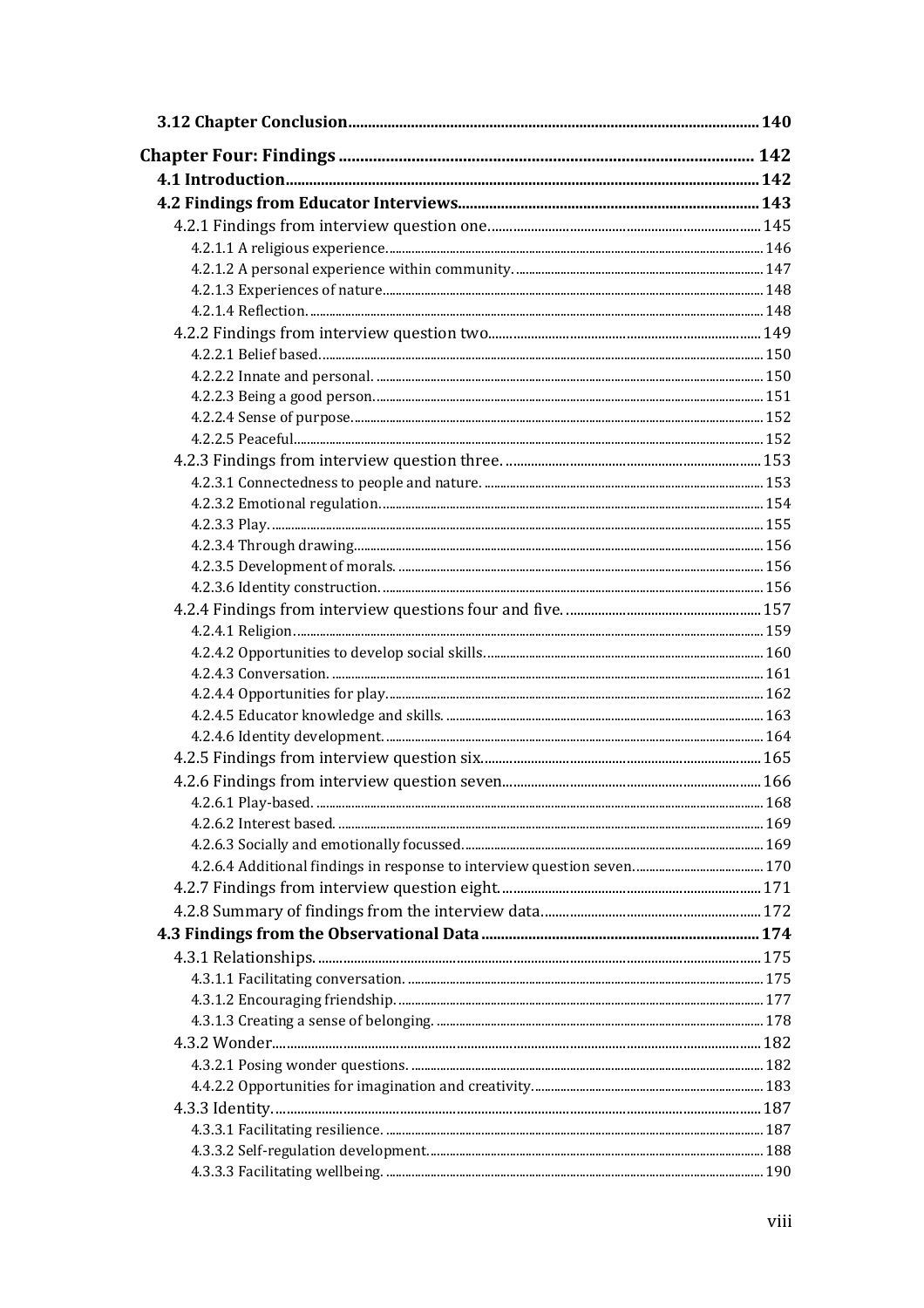**3.12 Chapter Conclusion** 140

**Chapter Four: Findings** 142

**4.1 Introduction** 142

**4.2 Findings from Educator Interviews** 143

4.2.1 Findings from interview question one. 145

4.2.1.1 A religious experience. 146

4.2.1.2 A personal experience within community. 147

4.2.1.3 Experiences of nature 148

4.2.1.4 Reflection. 148

4.2.2 Findings from interview question two 149

4.2.2.1 Belief based. 150

4.2.2.2 Innate and personal. 150

4.2.2.3 Being a good person. 151

4.2.2.4 Sense of purpose. 152

4.2.2.5 Peaceful 152

4.2.3 Findings from interview question three. 153

4.2.3.1 Connectedness to people and nature. 153

4.2.3.2 Emotional regulation. 154

4.2.3.3 Play. 155

4.2.3.4 Through drawing 156

4.2.3.5 Development of morals. 156

4.2.3.6 Identity construction. 156

4.2.4 Findings from interview questions four and five. 157

4.2.4.1 Religion. 159

4.2.4.2 Opportunities to develop social skills. 160

4.2.4.3 Conversation. 161

4.2.4.4 Opportunities for play. 162

4.2.4.5 Educator knowledge and skills. 163

4.2.4.6 Identity development. 164

4.2.5 Findings from interview question six. 165

4.2.6 Findings from interview question seven 166

4.2.6.1 Play-based. 168

4.2.6.2 Interest based. 169

4.2.6.3 Socially and emotionally focussed. 169

4.2.6.4 Additional findings in response to interview question seven. 170

4.2.7 Findings from interview question eight. 171

4.2.8 Summary of findings from the interview data. 172

**4.3 Findings from the Observational Data** 174

4.3.1 Relationships. 175

4.3.1.1 Facilitating conversation. 175

4.3.1.2 Encouraging friendship. 177

4.3.1.3 Creating a sense of belonging. 178

4.3.2 Wonder. 182

4.3.2.1 Posing wonder questions. 182

4.4.2.2 Opportunities for imagination and creativity. 183

4.3.3 Identity. 187

4.3.3.1 Facilitating resilience. 187

4.3.3.2 Self-regulation development. 188

4.3.3.3 Facilitating wellbeing. 190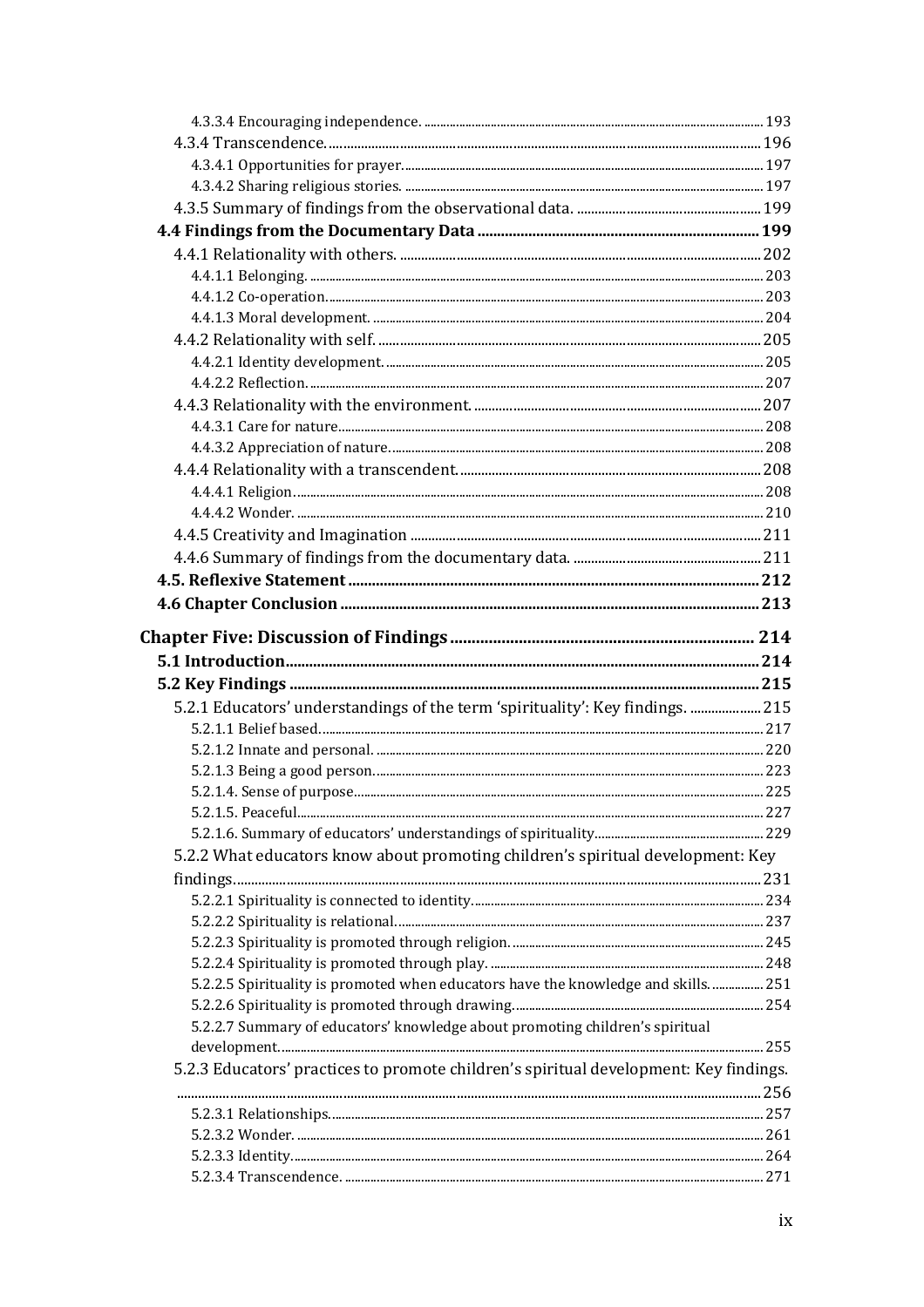4.3.3.4 Encouraging independence. .......... 193

4.3.4 Transcendence. .......... 196

4.3.4.1 Opportunities for prayer. .......... 197

4.3.4.2 Sharing religious stories. .......... 197

4.3.5 Summary of findings from the observational data. .......... 199

**4.4 Findings from the Documentary Data .......... 199**

4.4.1 Relationality with others. .......... 202

4.4.1.1 Belonging. .......... 203

4.4.1.2 Co-operation. .......... 203

4.4.1.3 Moral development. .......... 204

4.4.2 Relationality with self. .......... 205

4.4.2.1 Identity development. .......... 205

4.4.2.2 Reflection. .......... 207

4.4.3 Relationality with the environment. .......... 207

4.4.3.1 Care for nature .......... 208

4.4.3.2 Appreciation of nature. .......... 208

4.4.4 Relationality with a transcendent. .......... 208

4.4.4.1 Religion. .......... 208

4.4.4.2 Wonder. .......... 210

4.4.5 Creativity and Imagination .......... 211

4.4.6 Summary of findings from the documentary data. .......... 211

**4.5. Reflexive Statement .......... 212**

**4.6 Chapter Conclusion .......... 213**

**Chapter Five: Discussion of Findings .......... 214**

**5.1 Introduction .......... 214**

**5.2 Key Findings .......... 215**

5.2.1 Educators' understandings of the term 'spirituality': Key findings. .......... 215

5.2.1.1 Belief based. .......... 217

5.2.1.2 Innate and personal. .......... 220

5.2.1.3 Being a good person. .......... 223

5.2.1.4. Sense of purpose .......... 225

5.2.1.5. Peaceful .......... 227

5.2.1.6. Summary of educators' understandings of spirituality .......... 229

5.2.2 What educators know about promoting children's spiritual development: Key findings. .......... 231

5.2.2.1 Spirituality is connected to identity. .......... 234

5.2.2.2 Spirituality is relational. .......... 237

5.2.2.3 Spirituality is promoted through religion. .......... 245

5.2.2.4 Spirituality is promoted through play. .......... 248

5.2.2.5 Spirituality is promoted when educators have the knowledge and skills. .......... 251

5.2.2.6 Spirituality is promoted through drawing. .......... 254

5.2.2.7 Summary of educators' knowledge about promoting children's spiritual development. .......... 255

5.2.3 Educators' practices to promote children's spiritual development: Key findings. .......... 256

5.2.3.1 Relationships. .......... 257

5.2.3.2 Wonder. .......... 261

5.2.3.3 Identity. .......... 264

5.2.3.4 Transcendence. .......... 271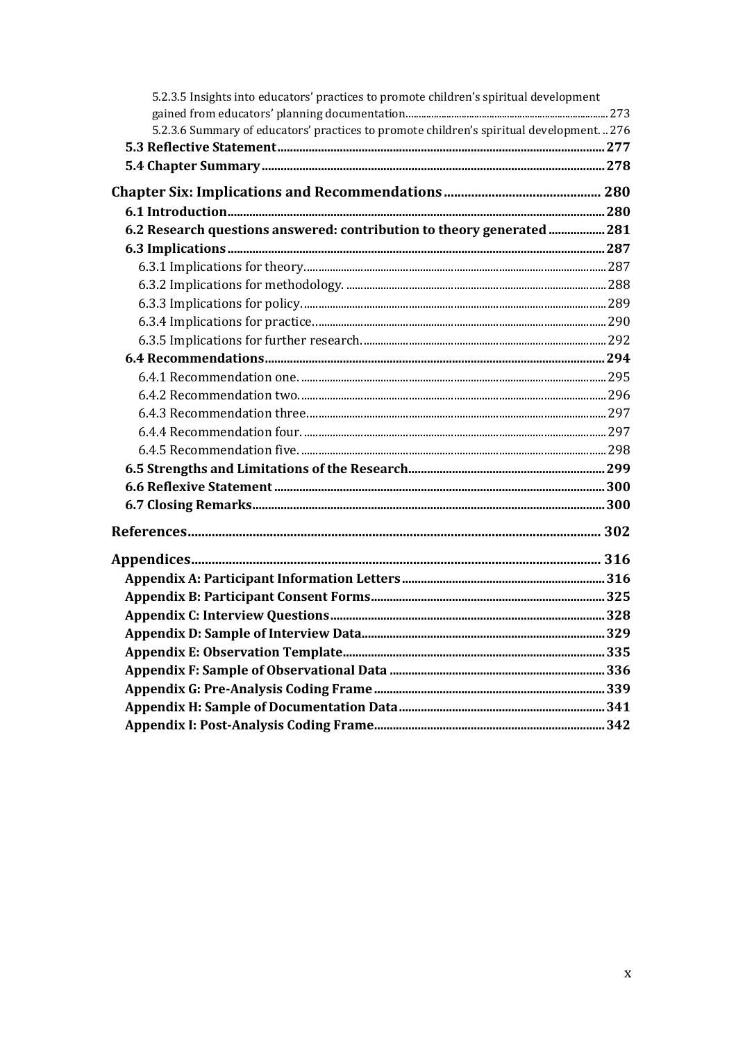5.2.3.5 Insights into educators' practices to promote children's spiritual development gained from educators' planning documentation.......... 273

5.2.3.6 Summary of educators' practices to promote children's spiritual development... 276

**5.3 Reflective Statement.......... 277**

**5.4 Chapter Summary.......... 278**

**Chapter Six: Implications and Recommendations.......... 280**

**6.1 Introduction.......... 280**

**6.2 Research questions answered: contribution to theory generated.......... 281**

**6.3 Implications.......... 287**

6.3.1 Implications for theory.......... 287

6.3.2 Implications for methodology. .......... 288

6.3.3 Implications for policy.......... 289

6.3.4 Implications for practice.......... 290

6.3.5 Implications for further research. .......... 292

**6.4 Recommendations.......... 294**

6.4.1 Recommendation one. .......... 295

6.4.2 Recommendation two. .......... 296

6.4.3 Recommendation three.......... 297

6.4.4 Recommendation four. .......... 297

6.4.5 Recommendation five. .......... 298

**6.5 Strengths and Limitations of the Research.......... 299**

**6.6 Reflexive Statement.......... 300**

**6.7 Closing Remarks.......... 300**

**References.......... 302**

**Appendices.......... 316**

**Appendix A: Participant Information Letters.......... 316**

**Appendix B: Participant Consent Forms.......... 325**

**Appendix C: Interview Questions.......... 328**

**Appendix D: Sample of Interview Data.......... 329**

**Appendix E: Observation Template.......... 335**

**Appendix F: Sample of Observational Data.......... 336**

**Appendix G: Pre-Analysis Coding Frame.......... 339**

**Appendix H: Sample of Documentation Data.......... 341**

**Appendix I: Post-Analysis Coding Frame.......... 342**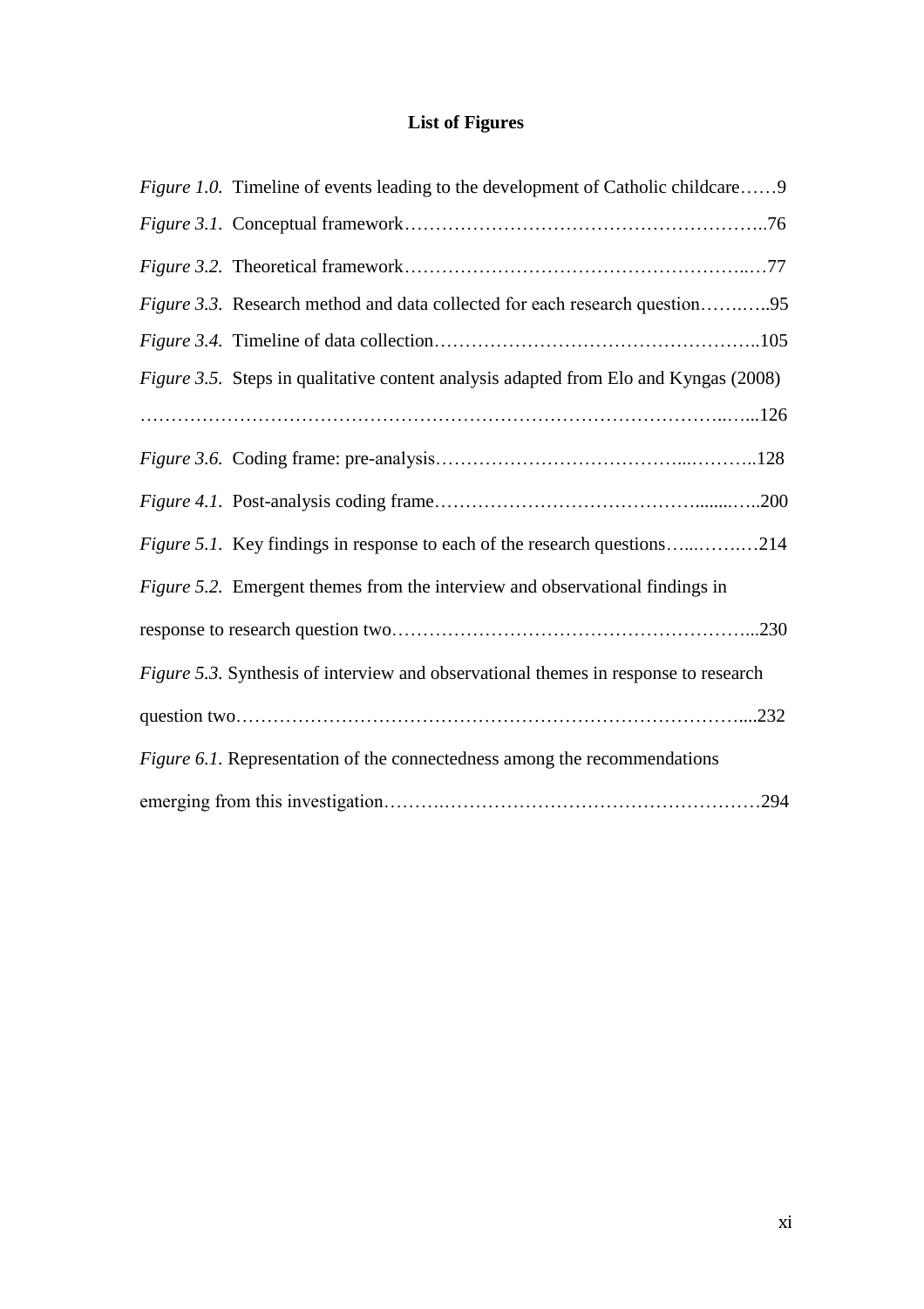# List of Figures

*Figure 1.0.* Timeline of events leading to the development of Catholic childcare……9

*Figure 3.1.* Conceptual framework…………………………………………………..76

*Figure 3.2.* Theoretical framework……………………………………………..…77

*Figure 3.3.* Research method and data collected for each research question…….…..95

*Figure 3.4.* Timeline of data collection……………………………………………..105

*Figure 3.5.* Steps in qualitative content analysis adapted from Elo and Kyngas (2008) ……………………………………………………………………………..…...126

*Figure 3.6.* Coding frame: pre-analysis………………………………...………..128

*Figure 4.1.* Post-analysis coding frame…………………………………........…..200

*Figure 5.1.* Key findings in response to each of the research questions…...…….…214

*Figure 5.2.* Emergent themes from the interview and observational findings in response to research question two…………………………………………………...230

*Figure 5.3.* Synthesis of interview and observational themes in response to research question two……………………………………………………………………....232

*Figure 6.1.* Representation of the connectedness among the recommendations emerging from this investigation……….……………………………………………294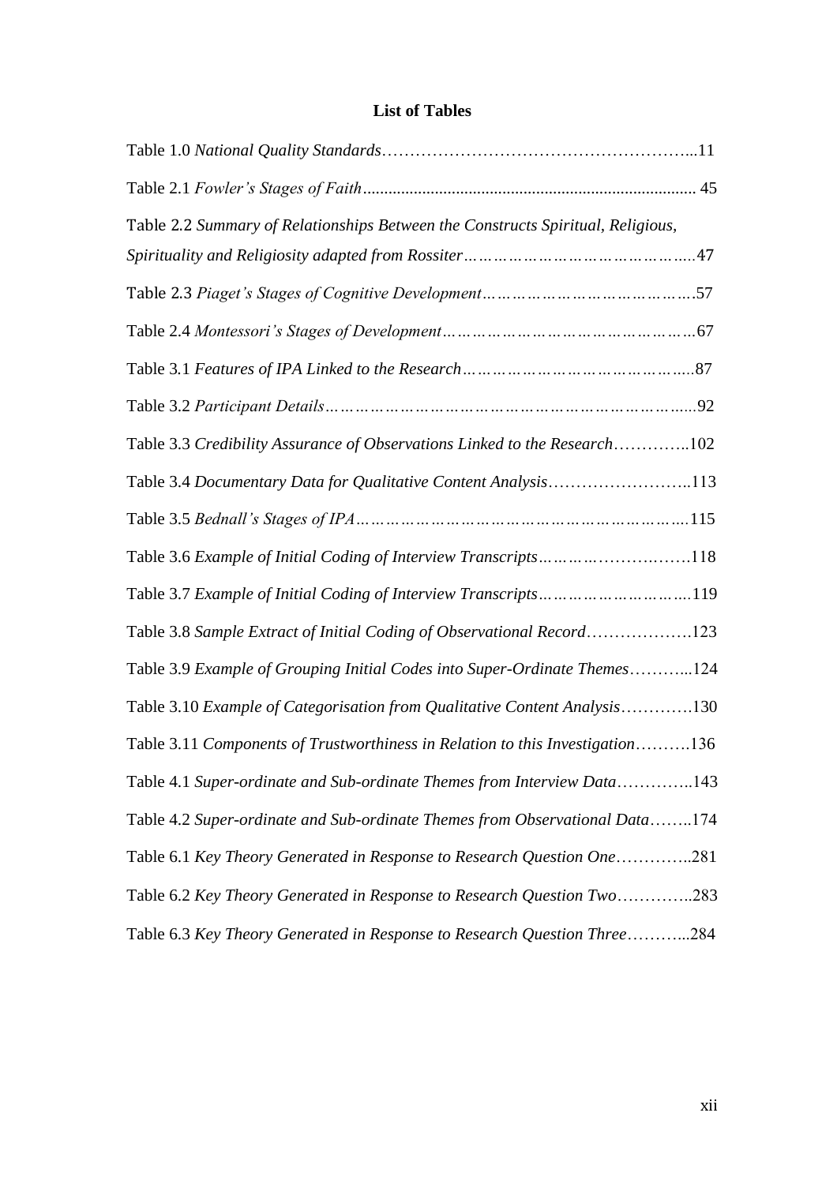# List of Tables

Table 1.0 *National Quality Standards*……………………………………………...11

Table 2.1 *Fowler's Stages of Faith*............................................................................. 45

Table 2.2 *Summary of Relationships Between the Constructs Spiritual, Religious, Spirituality and Religiosity adapted from Rossiter*……………………………….…47

Table 2.3 *Piaget's Stages of Cognitive Development*………………………………….57

Table 2.4 *Montessori's Stages of Development*…………………………………………67

Table 3.1 *Features of IPA Linked to the Research*………………………………….…87

Table 3.2 *Participant Details*……………………………………………………….…..92

Table 3.3 *Credibility Assurance of Observations Linked to the Research*…………..102

Table 3.4 *Documentary Data for Qualitative Content Analysis*……………………..113

Table 3.5 *Bednall's Stages of IPA*…………………………………………………….115

Table 3.6 *Example of Initial Coding of Interview Transcripts*……………………….118

Table 3.7 *Example of Initial Coding of Interview Transcripts*……………………….119

Table 3.8 *Sample Extract of Initial Coding of Observational Record*……………….123

Table 3.9 *Example of Grouping Initial Codes into Super-Ordinate Themes*………...124

Table 3.10 *Example of Categorisation from Qualitative Content Analysis*………….130

Table 3.11 *Components of Trustworthiness in Relation to this Investigation*……….136

Table 4.1 *Super-ordinate and Sub-ordinate Themes from Interview Data*…………..143

Table 4.2 *Super-ordinate and Sub-ordinate Themes from Observational Data*……..174

Table 6.1 *Key Theory Generated in Response to Research Question One*…………..281

Table 6.2 *Key Theory Generated in Response to Research Question Two*…………..283

Table 6.3 *Key Theory Generated in Response to Research Question Three*………...284